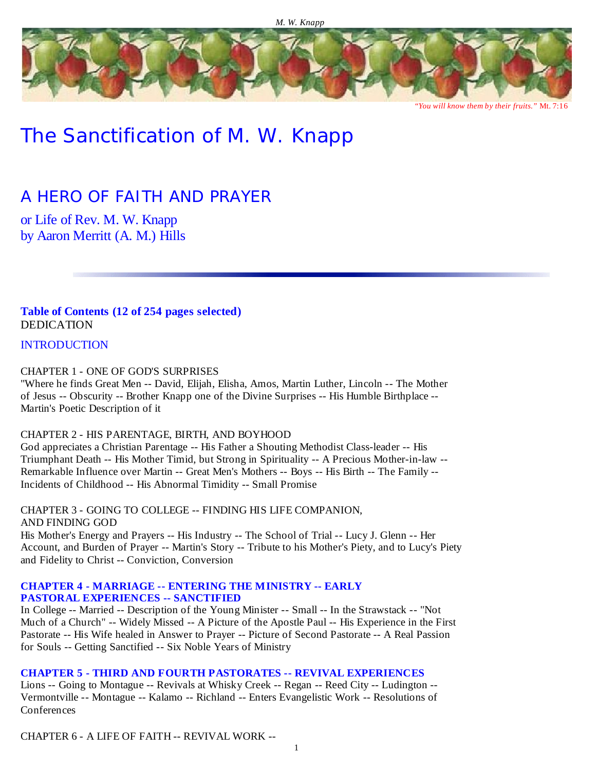*"You will know them by their fruits."* Mt. 7:16

# The Sanctification of M. W. Knapp

## A HERO OF FAITH AND PRAYER

or Life of Rev. M. W. Knapp
by Aaron Merritt (A. M.) Hills

**Table of Contents (12 of 254 pages selected)**
DEDICATION

INTRODUCTION

CHAPTER 1 - ONE OF GOD'S SURPRISES
"Where he finds Great Men -- David, Elijah, Elisha, Amos, Martin Luther, Lincoln -- The Mother of Jesus -- Obscurity -- Brother Knapp one of the Divine Surprises -- His Humble Birthplace -- Martin's Poetic Description of it

CHAPTER 2 - HIS PARENTAGE, BIRTH, AND BOYHOOD
God appreciates a Christian Parentage -- His Father a Shouting Methodist Class-leader -- His Triumphant Death -- His Mother Timid, but Strong in Spirituality -- A Precious Mother-in-law -- Remarkable Influence over Martin -- Great Men's Mothers -- Boys -- His Birth -- The Family -- Incidents of Childhood -- His Abnormal Timidity -- Small Promise

CHAPTER 3 - GOING TO COLLEGE -- FINDING HIS LIFE COMPANION, AND FINDING GOD
His Mother's Energy and Prayers -- His Industry -- The School of Trial -- Lucy J. Glenn -- Her Account, and Burden of Prayer -- Martin's Story -- Tribute to his Mother's Piety, and to Lucy's Piety and Fidelity to Christ -- Conviction, Conversion

**CHAPTER 4 - MARRIAGE -- ENTERING THE MINISTRY -- EARLY PASTORAL EXPERIENCES -- SANCTIFIED**
In College -- Married -- Description of the Young Minister -- Small -- In the Strawstack -- "Not Much of a Church" -- Widely Missed -- A Picture of the Apostle Paul -- His Experience in the First Pastorate -- His Wife healed in Answer to Prayer -- Picture of Second Pastorate -- A Real Passion for Souls -- Getting Sanctified -- Six Noble Years of Ministry

**CHAPTER 5 - THIRD AND FOURTH PASTORATES -- REVIVAL EXPERIENCES**
Lions -- Going to Montague -- Revivals at Whisky Creek -- Regan -- Reed City -- Ludington -- Vermontville -- Montague -- Kalamo -- Richland -- Enters Evangelistic Work -- Resolutions of Conferences

CHAPTER 6 - A LIFE OF FAITH -- REVIVAL WORK --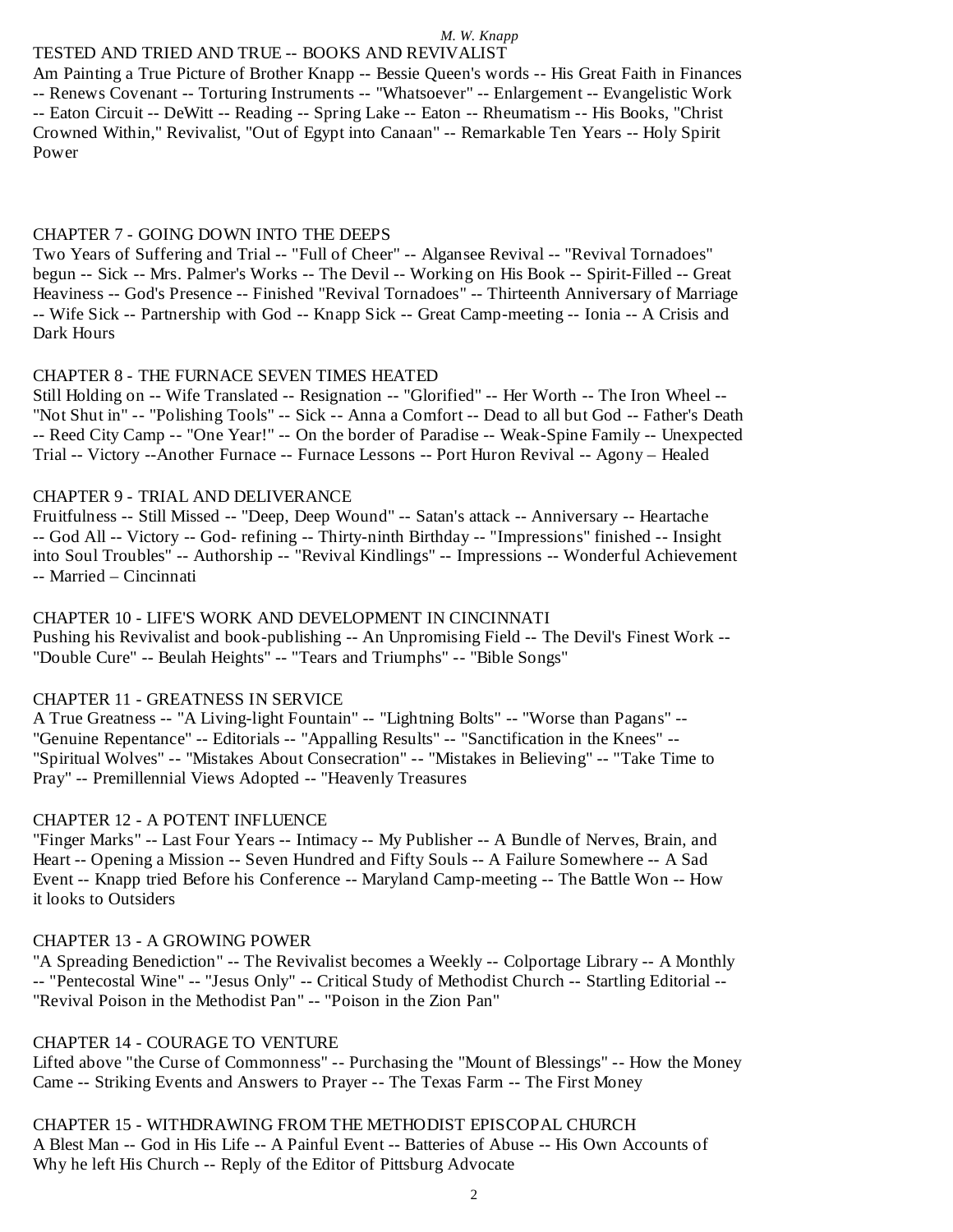TESTED AND TRIED AND TRUE -- BOOKS AND REVIVALIST

Am Painting a True Picture of Brother Knapp -- Bessie Queen's words -- His Great Faith in Finances -- Renews Covenant -- Torturing Instruments -- "Whatsoever" -- Enlargement -- Evangelistic Work -- Eaton Circuit -- DeWitt -- Reading -- Spring Lake -- Eaton -- Rheumatism -- His Books, "Christ Crowned Within," Revivalist, "Out of Egypt into Canaan" -- Remarkable Ten Years -- Holy Spirit Power

CHAPTER 7 - GOING DOWN INTO THE DEEPS

Two Years of Suffering and Trial -- "Full of Cheer" -- Algansee Revival -- "Revival Tornadoes" begun -- Sick -- Mrs. Palmer's Works -- The Devil -- Working on His Book -- Spirit-Filled -- Great Heaviness -- God's Presence -- Finished "Revival Tornadoes" -- Thirteenth Anniversary of Marriage -- Wife Sick -- Partnership with God -- Knapp Sick -- Great Camp-meeting -- Ionia -- A Crisis and Dark Hours

CHAPTER 8 - THE FURNACE SEVEN TIMES HEATED

Still Holding on -- Wife Translated -- Resignation -- "Glorified" -- Her Worth -- The Iron Wheel -- "Not Shut in" -- "Polishing Tools" -- Sick -- Anna a Comfort -- Dead to all but God -- Father's Death -- Reed City Camp -- "One Year!" -- On the border of Paradise -- Weak-Spine Family -- Unexpected Trial -- Victory --Another Furnace -- Furnace Lessons -- Port Huron Revival -- Agony – Healed

CHAPTER 9 - TRIAL AND DELIVERANCE

Fruitfulness -- Still Missed -- "Deep, Deep Wound" -- Satan's attack -- Anniversary -- Heartache -- God All -- Victory -- God- refining -- Thirty-ninth Birthday -- "Impressions" finished -- Insight into Soul Troubles" -- Authorship -- "Revival Kindlings" -- Impressions -- Wonderful Achievement -- Married – Cincinnati

CHAPTER 10 - LIFE'S WORK AND DEVELOPMENT IN CINCINNATI

Pushing his Revivalist and book-publishing -- An Unpromising Field -- The Devil's Finest Work -- "Double Cure" -- Beulah Heights" -- "Tears and Triumphs" -- "Bible Songs"

CHAPTER 11 - GREATNESS IN SERVICE

A True Greatness -- "A Living-light Fountain" -- "Lightning Bolts" -- "Worse than Pagans" -- "Genuine Repentance" -- Editorials -- "Appalling Results" -- "Sanctification in the Knees" -- "Spiritual Wolves" -- "Mistakes About Consecration" -- "Mistakes in Believing" -- "Take Time to Pray" -- Premillennial Views Adopted -- "Heavenly Treasures

CHAPTER 12 - A POTENT INFLUENCE

"Finger Marks" -- Last Four Years -- Intimacy -- My Publisher -- A Bundle of Nerves, Brain, and Heart -- Opening a Mission -- Seven Hundred and Fifty Souls -- A Failure Somewhere -- A Sad Event -- Knapp tried Before his Conference -- Maryland Camp-meeting -- The Battle Won -- How it looks to Outsiders

CHAPTER 13 - A GROWING POWER

"A Spreading Benediction" -- The Revivalist becomes a Weekly -- Colportage Library -- A Monthly -- "Pentecostal Wine" -- "Jesus Only" -- Critical Study of Methodist Church -- Startling Editorial -- "Revival Poison in the Methodist Pan" -- "Poison in the Zion Pan"

CHAPTER 14 - COURAGE TO VENTURE

Lifted above "the Curse of Commonness" -- Purchasing the "Mount of Blessings" -- How the Money Came -- Striking Events and Answers to Prayer -- The Texas Farm -- The First Money

CHAPTER 15 - WITHDRAWING FROM THE METHODIST EPISCOPAL CHURCH

A Blest Man -- God in His Life -- A Painful Event -- Batteries of Abuse -- His Own Accounts of Why he left His Church -- Reply of the Editor of Pittsburg Advocate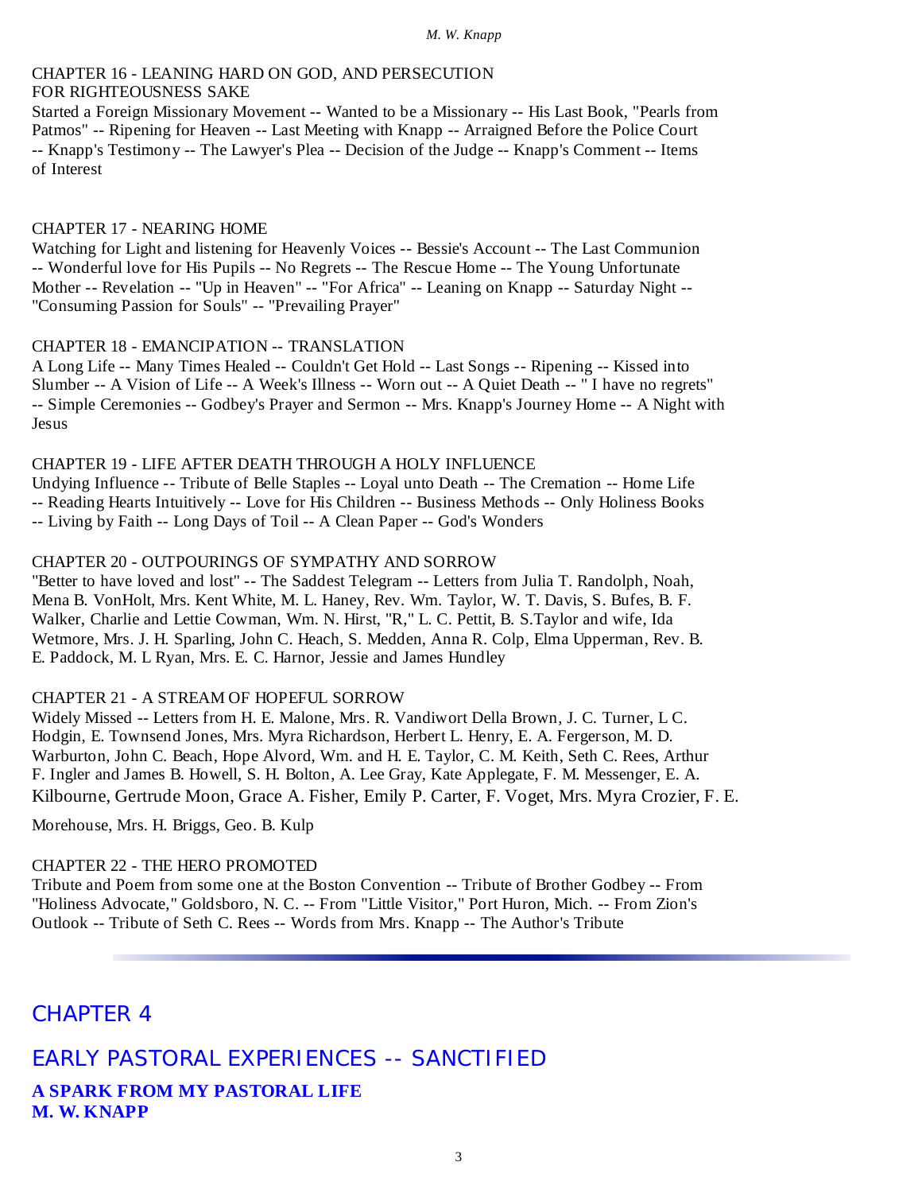CHAPTER 16 - LEANING HARD ON GOD, AND PERSECUTION FOR RIGHTEOUSNESS SAKE
Started a Foreign Missionary Movement -- Wanted to be a Missionary -- His Last Book, "Pearls from Patmos" -- Ripening for Heaven -- Last Meeting with Knapp -- Arraigned Before the Police Court -- Knapp's Testimony -- The Lawyer's Plea -- Decision of the Judge -- Knapp's Comment -- Items of Interest

CHAPTER 17 - NEARING HOME
Watching for Light and listening for Heavenly Voices -- Bessie's Account -- The Last Communion -- Wonderful love for His Pupils -- No Regrets -- The Rescue Home -- The Young Unfortunate Mother -- Revelation -- "Up in Heaven" -- "For Africa" -- Leaning on Knapp -- Saturday Night -- "Consuming Passion for Souls" -- "Prevailing Prayer"

CHAPTER 18 - EMANCIPATION -- TRANSLATION
A Long Life -- Many Times Healed -- Couldn't Get Hold -- Last Songs -- Ripening -- Kissed into Slumber -- A Vision of Life -- A Week's Illness -- Worn out -- A Quiet Death -- " I have no regrets" -- Simple Ceremonies -- Godbey's Prayer and Sermon -- Mrs. Knapp's Journey Home -- A Night with Jesus

CHAPTER 19 - LIFE AFTER DEATH THROUGH A HOLY INFLUENCE
Undying Influence -- Tribute of Belle Staples -- Loyal unto Death -- The Cremation -- Home Life -- Reading Hearts Intuitively -- Love for His Children -- Business Methods -- Only Holiness Books -- Living by Faith -- Long Days of Toil -- A Clean Paper -- God's Wonders

CHAPTER 20 - OUTPOURINGS OF SYMPATHY AND SORROW
"Better to have loved and lost" -- The Saddest Telegram -- Letters from Julia T. Randolph, Noah, Mena B. VonHolt, Mrs. Kent White, M. L. Haney, Rev. Wm. Taylor, W. T. Davis, S. Bufes, B. F. Walker, Charlie and Lettie Cowman, Wm. N. Hirst, "R," L. C. Pettit, B. S.Taylor and wife, Ida Wetmore, Mrs. J. H. Sparling, John C. Heach, S. Medden, Anna R. Colp, Elma Upperman, Rev. B. E. Paddock, M. L Ryan, Mrs. E. C. Harnor, Jessie and James Hundley

CHAPTER 21 - A STREAM OF HOPEFUL SORROW
Widely Missed -- Letters from H. E. Malone, Mrs. R. Vandiwort Della Brown, J. C. Turner, L C. Hodgin, E. Townsend Jones, Mrs. Myra Richardson, Herbert L. Henry, E. A. Fergerson, M. D. Warburton, John C. Beach, Hope Alvord, Wm. and H. E. Taylor, C. M. Keith, Seth C. Rees, Arthur F. Ingler and James B. Howell, S. H. Bolton, A. Lee Gray, Kate Applegate, F. M. Messenger, E. A. Kilbourne, Gertrude Moon, Grace A. Fisher, Emily P. Carter, F. Voget, Mrs. Myra Crozier, F. E. Morehouse, Mrs. H. Briggs, Geo. B. Kulp

CHAPTER 22 - THE HERO PROMOTED
Tribute and Poem from some one at the Boston Convention -- Tribute of Brother Godbey -- From "Holiness Advocate," Goldsboro, N. C. -- From "Little Visitor," Port Huron, Mich. -- From Zion's Outlook -- Tribute of Seth C. Rees -- Words from Mrs. Knapp -- The Author's Tribute

---

# CHAPTER 4

# EARLY PASTORAL EXPERIENCES -- SANCTIFIED

**A SPARK FROM MY PASTORAL LIFE**
**M. W. KNAPP**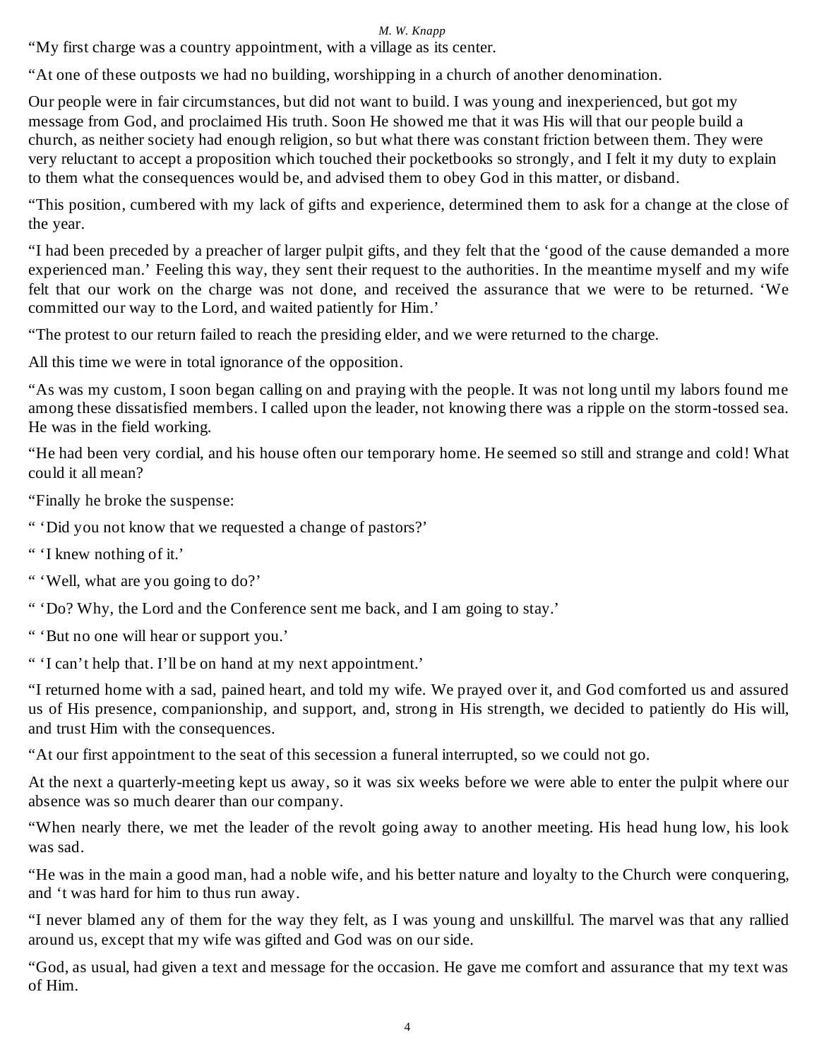“My first charge was a country appointment, with a village as its center.

“At one of these outposts we had no building, worshipping in a church of another denomination.

Our people were in fair circumstances, but did not want to build. I was young and inexperienced, but got my message from God, and proclaimed His truth. Soon He showed me that it was His will that our people build a church, as neither society had enough religion, so but what there was constant friction between them. They were very reluctant to accept a proposition which touched their pocketbooks so strongly, and I felt it my duty to explain to them what the consequences would be, and advised them to obey God in this matter, or disband.

“This position, cumbered with my lack of gifts and experience, determined them to ask for a change at the close of the year.

“I had been preceded by a preacher of larger pulpit gifts, and they felt that the ‘good of the cause demanded a more experienced man.’ Feeling this way, they sent their request to the authorities. In the meantime myself and my wife felt that our work on the charge was not done, and received the assurance that we were to be returned. ‘We committed our way to the Lord, and waited patiently for Him.’

“The protest to our return failed to reach the presiding elder, and we were returned to the charge.

All this time we were in total ignorance of the opposition.

“As was my custom, I soon began calling on and praying with the people. It was not long until my labors found me among these dissatisfied members. I called upon the leader, not knowing there was a ripple on the storm-tossed sea. He was in the field working.

“He had been very cordial, and his house often our temporary home. He seemed so still and strange and cold! What could it all mean?

“Finally he broke the suspense:

“ ‘Did you not know that we requested a change of pastors?’

“ ‘I knew nothing of it.’

“ ‘Well, what are you going to do?’

“ ‘Do? Why, the Lord and the Conference sent me back, and I am going to stay.’

“ ‘But no one will hear or support you.’

“ ‘I can’t help that. I’ll be on hand at my next appointment.’

“I returned home with a sad, pained heart, and told my wife. We prayed over it, and God comforted us and assured us of His presence, companionship, and support, and, strong in His strength, we decided to patiently do His will, and trust Him with the consequences.

“At our first appointment to the seat of this secession a funeral interrupted, so we could not go.

At the next a quarterly-meeting kept us away, so it was six weeks before we were able to enter the pulpit where our absence was so much dearer than our company.

“When nearly there, we met the leader of the revolt going away to another meeting. His head hung low, his look was sad.

“He was in the main a good man, had a noble wife, and his better nature and loyalty to the Church were conquering, and ‘t was hard for him to thus run away.

“I never blamed any of them for the way they felt, as I was young and unskillful. The marvel was that any rallied around us, except that my wife was gifted and God was on our side.

“God, as usual, had given a text and message for the occasion. He gave me comfort and assurance that my text was of Him.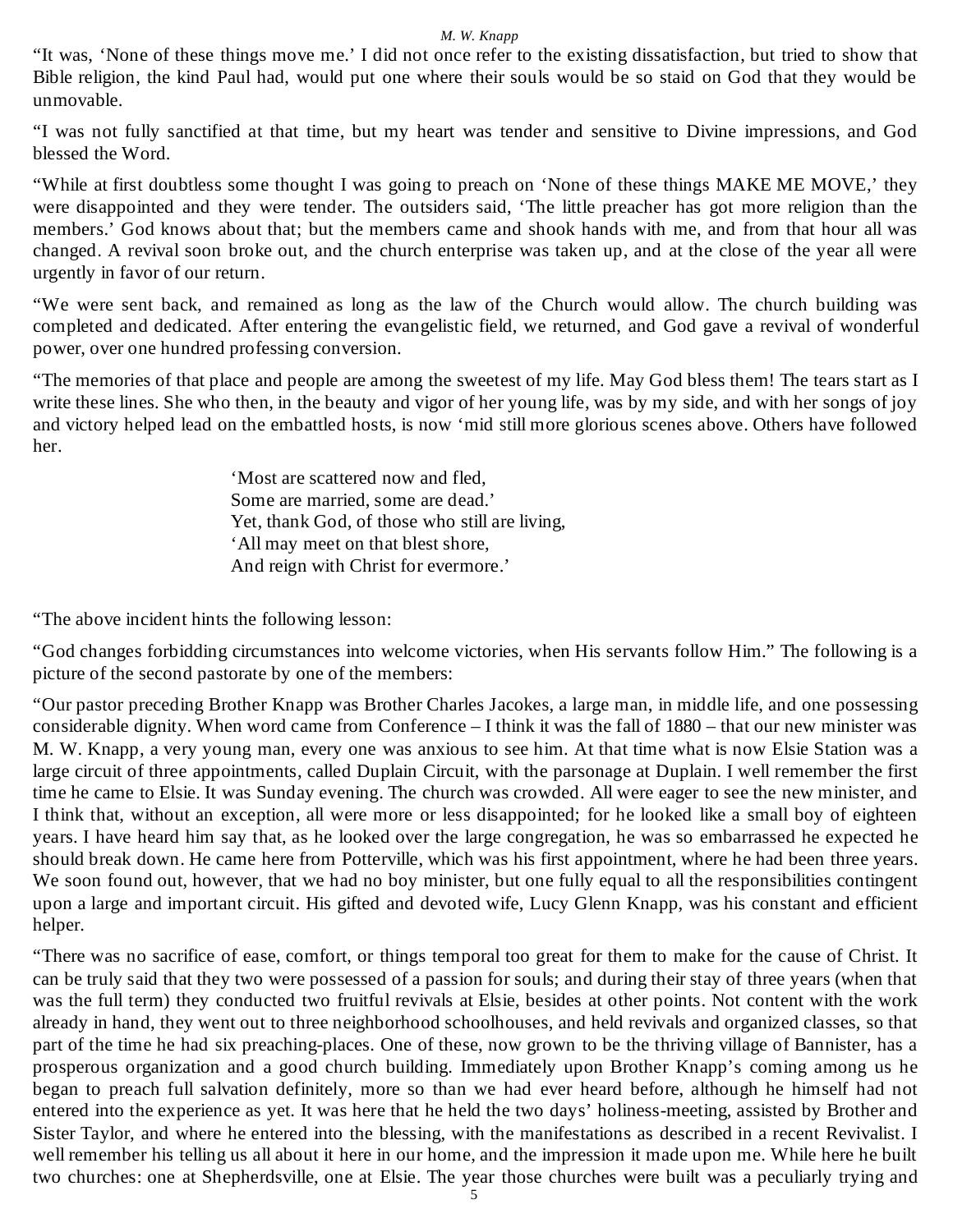"It was, 'None of these things move me.' I did not once refer to the existing dissatisfaction, but tried to show that Bible religion, the kind Paul had, would put one where their souls would be so staid on God that they would be unmovable.

"I was not fully sanctified at that time, but my heart was tender and sensitive to Divine impressions, and God blessed the Word.

"While at first doubtless some thought I was going to preach on 'None of these things MAKE ME MOVE,' they were disappointed and they were tender. The outsiders said, 'The little preacher has got more religion than the members.' God knows about that; but the members came and shook hands with me, and from that hour all was changed. A revival soon broke out, and the church enterprise was taken up, and at the close of the year all were urgently in favor of our return.

"We were sent back, and remained as long as the law of the Church would allow. The church building was completed and dedicated. After entering the evangelistic field, we returned, and God gave a revival of wonderful power, over one hundred professing conversion.

"The memories of that place and people are among the sweetest of my life. May God bless them! The tears start as I write these lines. She who then, in the beauty and vigor of her young life, was by my side, and with her songs of joy and victory helped lead on the embattled hosts, is now 'mid still more glorious scenes above. Others have followed her.

> 'Most are scattered now and fled,
> Some are married, some are dead.'
> Yet, thank God, of those who still are living,
> 'All may meet on that blest shore,
> And reign with Christ for evermore.'

"The above incident hints the following lesson:

"God changes forbidding circumstances into welcome victories, when His servants follow Him." The following is a picture of the second pastorate by one of the members:

"Our pastor preceding Brother Knapp was Brother Charles Jacokes, a large man, in middle life, and one possessing considerable dignity. When word came from Conference – I think it was the fall of 1880 – that our new minister was M. W. Knapp, a very young man, every one was anxious to see him. At that time what is now Elsie Station was a large circuit of three appointments, called Duplain Circuit, with the parsonage at Duplain. I well remember the first time he came to Elsie. It was Sunday evening. The church was crowded. All were eager to see the new minister, and I think that, without an exception, all were more or less disappointed; for he looked like a small boy of eighteen years. I have heard him say that, as he looked over the large congregation, he was so embarrassed he expected he should break down. He came here from Potterville, which was his first appointment, where he had been three years. We soon found out, however, that we had no boy minister, but one fully equal to all the responsibilities contingent upon a large and important circuit. His gifted and devoted wife, Lucy Glenn Knapp, was his constant and efficient helper.

"There was no sacrifice of ease, comfort, or things temporal too great for them to make for the cause of Christ. It can be truly said that they two were possessed of a passion for souls; and during their stay of three years (when that was the full term) they conducted two fruitful revivals at Elsie, besides at other points. Not content with the work already in hand, they went out to three neighborhood schoolhouses, and held revivals and organized classes, so that part of the time he had six preaching-places. One of these, now grown to be the thriving village of Bannister, has a prosperous organization and a good church building. Immediately upon Brother Knapp's coming among us he began to preach full salvation definitely, more so than we had ever heard before, although he himself had not entered into the experience as yet. It was here that he held the two days' holiness-meeting, assisted by Brother and Sister Taylor, and where he entered into the blessing, with the manifestations as described in a recent Revivalist. I well remember his telling us all about it here in our home, and the impression it made upon me. While here he built two churches: one at Shepherdsville, one at Elsie. The year those churches were built was a peculiarly trying and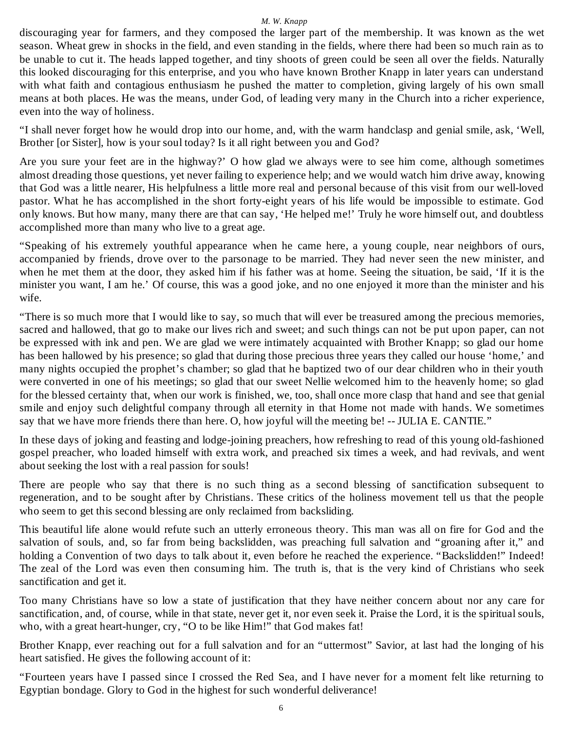discouraging year for farmers, and they composed the larger part of the membership. It was known as the wet season. Wheat grew in shocks in the field, and even standing in the fields, where there had been so much rain as to be unable to cut it. The heads lapped together, and tiny shoots of green could be seen all over the fields. Naturally this looked discouraging for this enterprise, and you who have known Brother Knapp in later years can understand with what faith and contagious enthusiasm he pushed the matter to completion, giving largely of his own small means at both places. He was the means, under God, of leading very many in the Church into a richer experience, even into the way of holiness.

"I shall never forget how he would drop into our home, and, with the warm handclasp and genial smile, ask, 'Well, Brother [or Sister], how is your soul today? Is it all right between you and God?

Are you sure your feet are in the highway?' O how glad we always were to see him come, although sometimes almost dreading those questions, yet never failing to experience help; and we would watch him drive away, knowing that God was a little nearer, His helpfulness a little more real and personal because of this visit from our well-loved pastor. What he has accomplished in the short forty-eight years of his life would be impossible to estimate. God only knows. But how many, many there are that can say, 'He helped me!' Truly he wore himself out, and doubtless accomplished more than many who live to a great age.

"Speaking of his extremely youthful appearance when he came here, a young couple, near neighbors of ours, accompanied by friends, drove over to the parsonage to be married. They had never seen the new minister, and when he met them at the door, they asked him if his father was at home. Seeing the situation, be said, 'If it is the minister you want, I am he.' Of course, this was a good joke, and no one enjoyed it more than the minister and his wife.

"There is so much more that I would like to say, so much that will ever be treasured among the precious memories, sacred and hallowed, that go to make our lives rich and sweet; and such things can not be put upon paper, can not be expressed with ink and pen. We are glad we were intimately acquainted with Brother Knapp; so glad our home has been hallowed by his presence; so glad that during those precious three years they called our house 'home,' and many nights occupied the prophet's chamber; so glad that he baptized two of our dear children who in their youth were converted in one of his meetings; so glad that our sweet Nellie welcomed him to the heavenly home; so glad for the blessed certainty that, when our work is finished, we, too, shall once more clasp that hand and see that genial smile and enjoy such delightful company through all eternity in that Home not made with hands. We sometimes say that we have more friends there than here. O, how joyful will the meeting be! -- JULIA E. CANTIE."

In these days of joking and feasting and lodge-joining preachers, how refreshing to read of this young old-fashioned gospel preacher, who loaded himself with extra work, and preached six times a week, and had revivals, and went about seeking the lost with a real passion for souls!

There are people who say that there is no such thing as a second blessing of sanctification subsequent to regeneration, and to be sought after by Christians. These critics of the holiness movement tell us that the people who seem to get this second blessing are only reclaimed from backsliding.

This beautiful life alone would refute such an utterly erroneous theory. This man was all on fire for God and the salvation of souls, and, so far from being backslidden, was preaching full salvation and "groaning after it," and holding a Convention of two days to talk about it, even before he reached the experience. "Backslidden!" Indeed! The zeal of the Lord was even then consuming him. The truth is, that is the very kind of Christians who seek sanctification and get it.

Too many Christians have so low a state of justification that they have neither concern about nor any care for sanctification, and, of course, while in that state, never get it, nor even seek it. Praise the Lord, it is the spiritual souls, who, with a great heart-hunger, cry, "O to be like Him!" that God makes fat!

Brother Knapp, ever reaching out for a full salvation and for an "uttermost" Savior, at last had the longing of his heart satisfied. He gives the following account of it:

"Fourteen years have I passed since I crossed the Red Sea, and I have never for a moment felt like returning to Egyptian bondage. Glory to God in the highest for such wonderful deliverance!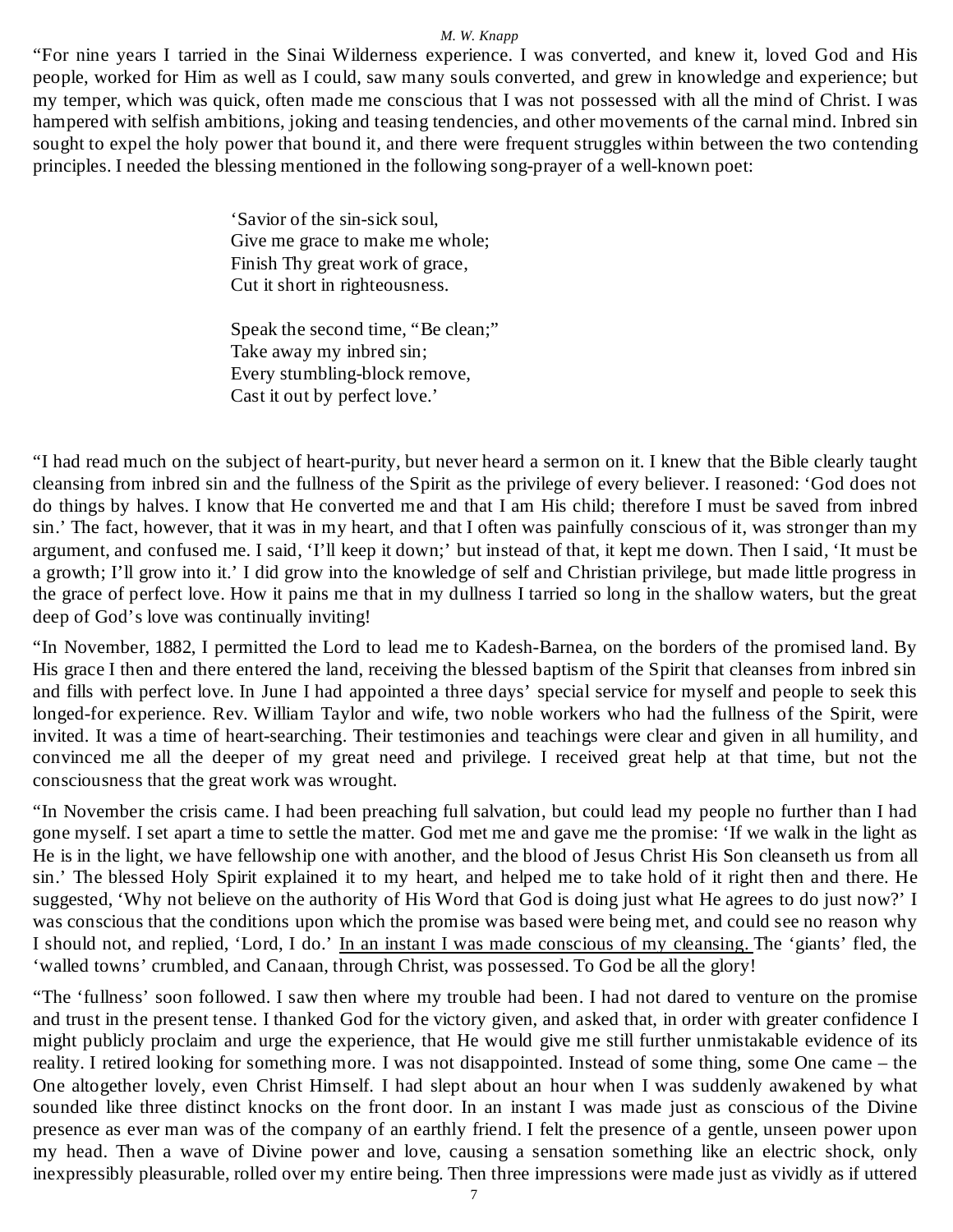"For nine years I tarried in the Sinai Wilderness experience. I was converted, and knew it, loved God and His people, worked for Him as well as I could, saw many souls converted, and grew in knowledge and experience; but my temper, which was quick, often made me conscious that I was not possessed with all the mind of Christ. I was hampered with selfish ambitions, joking and teasing tendencies, and other movements of the carnal mind. Inbred sin sought to expel the holy power that bound it, and there were frequent struggles within between the two contending principles. I needed the blessing mentioned in the following song-prayer of a well-known poet:

> 'Savior of the sin-sick soul,
> Give me grace to make me whole;
> Finish Thy great work of grace,
> Cut it short in righteousness.
>
> Speak the second time, "Be clean;"
> Take away my inbred sin;
> Every stumbling-block remove,
> Cast it out by perfect love.'

"I had read much on the subject of heart-purity, but never heard a sermon on it. I knew that the Bible clearly taught cleansing from inbred sin and the fullness of the Spirit as the privilege of every believer. I reasoned: 'God does not do things by halves. I know that He converted me and that I am His child; therefore I must be saved from inbred sin.' The fact, however, that it was in my heart, and that I often was painfully conscious of it, was stronger than my argument, and confused me. I said, 'I'll keep it down;' but instead of that, it kept me down. Then I said, 'It must be a growth; I'll grow into it.' I did grow into the knowledge of self and Christian privilege, but made little progress in the grace of perfect love. How it pains me that in my dullness I tarried so long in the shallow waters, but the great deep of God's love was continually inviting!

"In November, 1882, I permitted the Lord to lead me to Kadesh-Barnea, on the borders of the promised land. By His grace I then and there entered the land, receiving the blessed baptism of the Spirit that cleanses from inbred sin and fills with perfect love. In June I had appointed a three days' special service for myself and people to seek this longed-for experience. Rev. William Taylor and wife, two noble workers who had the fullness of the Spirit, were invited. It was a time of heart-searching. Their testimonies and teachings were clear and given in all humility, and convinced me all the deeper of my great need and privilege. I received great help at that time, but not the consciousness that the great work was wrought.

"In November the crisis came. I had been preaching full salvation, but could lead my people no further than I had gone myself. I set apart a time to settle the matter. God met me and gave me the promise: 'If we walk in the light as He is in the light, we have fellowship one with another, and the blood of Jesus Christ His Son cleanseth us from all sin.' The blessed Holy Spirit explained it to my heart, and helped me to take hold of it right then and there. He suggested, 'Why not believe on the authority of His Word that God is doing just what He agrees to do just now?' I was conscious that the conditions upon which the promise was based were being met, and could see no reason why I should not, and replied, 'Lord, I do.' <u>In an instant I was made conscious of my cleansing.</u> The 'giants' fled, the 'walled towns' crumbled, and Canaan, through Christ, was possessed. To God be all the glory!

"The 'fullness' soon followed. I saw then where my trouble had been. I had not dared to venture on the promise and trust in the present tense. I thanked God for the victory given, and asked that, in order with greater confidence I might publicly proclaim and urge the experience, that He would give me still further unmistakable evidence of its reality. I retired looking for something more. I was not disappointed. Instead of some thing, some One came – the One altogether lovely, even Christ Himself. I had slept about an hour when I was suddenly awakened by what sounded like three distinct knocks on the front door. In an instant I was made just as conscious of the Divine presence as ever man was of the company of an earthly friend. I felt the presence of a gentle, unseen power upon my head. Then a wave of Divine power and love, causing a sensation something like an electric shock, only inexpressibly pleasurable, rolled over my entire being. Then three impressions were made just as vividly as if uttered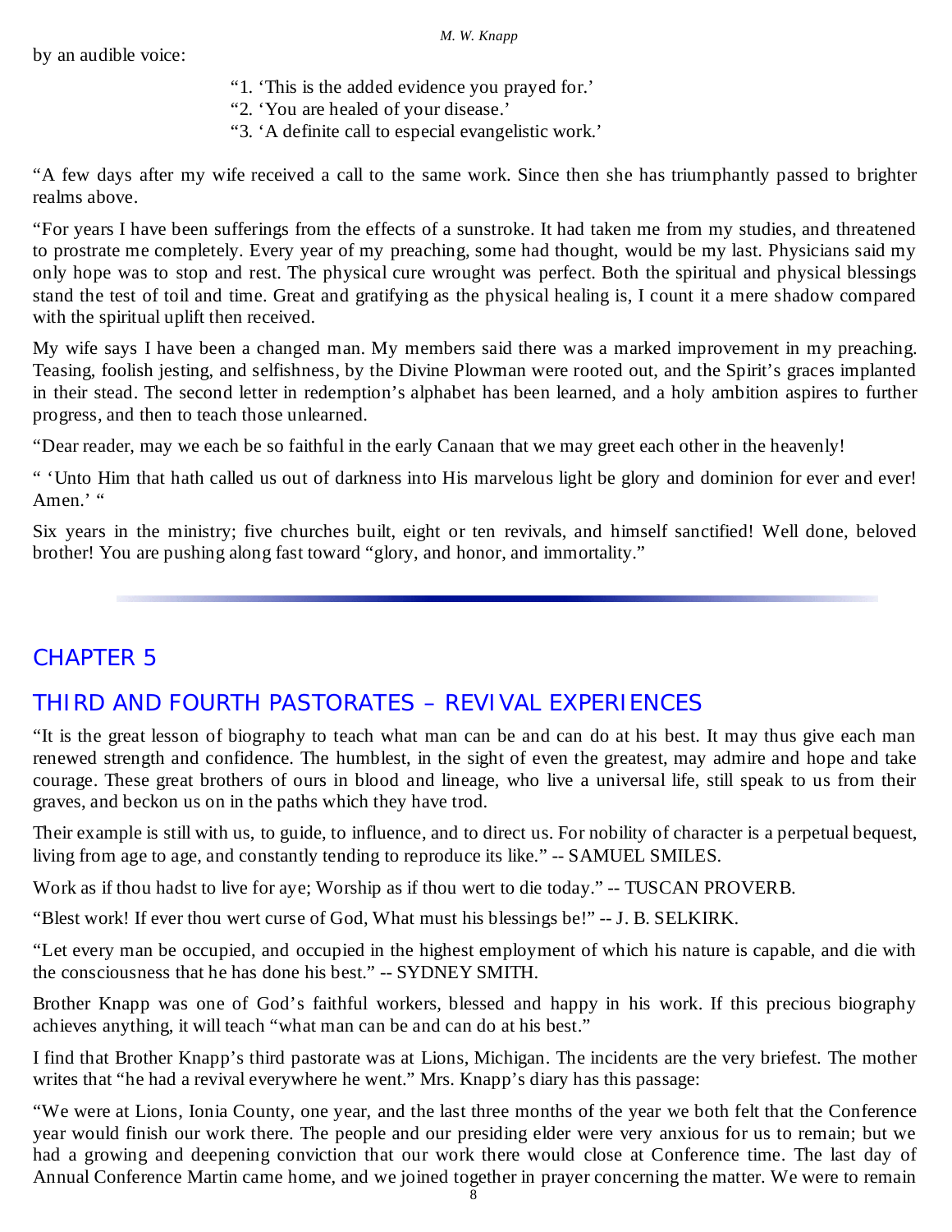by an audible voice:

> "1. 'This is the added evidence you prayed for.'
> "2. 'You are healed of your disease.'
> "3. 'A definite call to especial evangelistic work.'

"A few days after my wife received a call to the same work. Since then she has triumphantly passed to brighter realms above.

"For years I have been sufferings from the effects of a sunstroke. It had taken me from my studies, and threatened to prostrate me completely. Every year of my preaching, some had thought, would be my last. Physicians said my only hope was to stop and rest. The physical cure wrought was perfect. Both the spiritual and physical blessings stand the test of toil and time. Great and gratifying as the physical healing is, I count it a mere shadow compared with the spiritual uplift then received.

My wife says I have been a changed man. My members said there was a marked improvement in my preaching. Teasing, foolish jesting, and selfishness, by the Divine Plowman were rooted out, and the Spirit's graces implanted in their stead. The second letter in redemption's alphabet has been learned, and a holy ambition aspires to further progress, and then to teach those unlearned.

"Dear reader, may we each be so faithful in the early Canaan that we may greet each other in the heavenly!

" 'Unto Him that hath called us out of darkness into His marvelous light be glory and dominion for ever and ever! Amen.' "

Six years in the ministry; five churches built, eight or ten revivals, and himself sanctified! Well done, beloved brother! You are pushing along fast toward "glory, and honor, and immortality."

---

## CHAPTER 5

## THIRD AND FOURTH PASTORATES – REVIVAL EXPERIENCES

"It is the great lesson of biography to teach what man can be and can do at his best. It may thus give each man renewed strength and confidence. The humblest, in the sight of even the greatest, may admire and hope and take courage. These great brothers of ours in blood and lineage, who live a universal life, still speak to us from their graves, and beckon us on in the paths which they have trod.

Their example is still with us, to guide, to influence, and to direct us. For nobility of character is a perpetual bequest, living from age to age, and constantly tending to reproduce its like." -- SAMUEL SMILES.

Work as if thou hadst to live for aye; Worship as if thou wert to die today." -- TUSCAN PROVERB.

"Blest work! If ever thou wert curse of God, What must his blessings be!" -- J. B. SELKIRK.

"Let every man be occupied, and occupied in the highest employment of which his nature is capable, and die with the consciousness that he has done his best." -- SYDNEY SMITH.

Brother Knapp was one of God's faithful workers, blessed and happy in his work. If this precious biography achieves anything, it will teach "what man can be and can do at his best."

I find that Brother Knapp's third pastorate was at Lions, Michigan. The incidents are the very briefest. The mother writes that "he had a revival everywhere he went." Mrs. Knapp's diary has this passage:

"We were at Lions, Ionia County, one year, and the last three months of the year we both felt that the Conference year would finish our work there. The people and our presiding elder were very anxious for us to remain; but we had a growing and deepening conviction that our work there would close at Conference time. The last day of Annual Conference Martin came home, and we joined together in prayer concerning the matter. We were to remain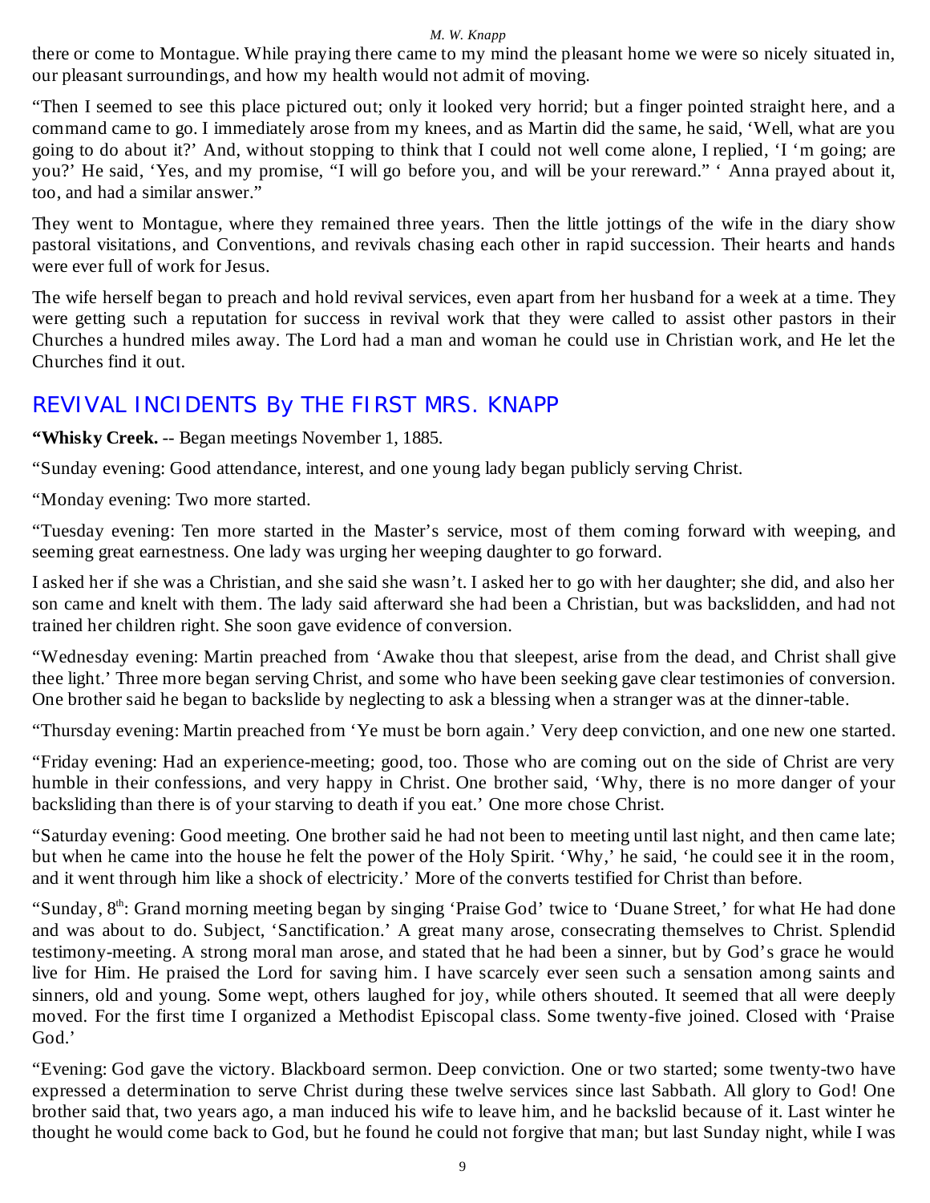there or come to Montague. While praying there came to my mind the pleasant home we were so nicely situated in, our pleasant surroundings, and how my health would not admit of moving.

"Then I seemed to see this place pictured out; only it looked very horrid; but a finger pointed straight here, and a command came to go. I immediately arose from my knees, and as Martin did the same, he said, 'Well, what are you going to do about it?' And, without stopping to think that I could not well come alone, I replied, 'I 'm going; are you?' He said, 'Yes, and my promise, "I will go before you, and will be your rereward." ' Anna prayed about it, too, and had a similar answer."

They went to Montague, where they remained three years. Then the little jottings of the wife in the diary show pastoral visitations, and Conventions, and revivals chasing each other in rapid succession. Their hearts and hands were ever full of work for Jesus.

The wife herself began to preach and hold revival services, even apart from her husband for a week at a time. They were getting such a reputation for success in revival work that they were called to assist other pastors in their Churches a hundred miles away. The Lord had a man and woman he could use in Christian work, and He let the Churches find it out.

## REVIVAL INCIDENTS By THE FIRST MRS. KNAPP

**"Whisky Creek.** -- Began meetings November 1, 1885.

"Sunday evening: Good attendance, interest, and one young lady began publicly serving Christ.

"Monday evening: Two more started.

"Tuesday evening: Ten more started in the Master's service, most of them coming forward with weeping, and seeming great earnestness. One lady was urging her weeping daughter to go forward.

I asked her if she was a Christian, and she said she wasn't. I asked her to go with her daughter; she did, and also her son came and knelt with them. The lady said afterward she had been a Christian, but was backslidden, and had not trained her children right. She soon gave evidence of conversion.

"Wednesday evening: Martin preached from 'Awake thou that sleepest, arise from the dead, and Christ shall give thee light.' Three more began serving Christ, and some who have been seeking gave clear testimonies of conversion. One brother said he began to backslide by neglecting to ask a blessing when a stranger was at the dinner-table.

"Thursday evening: Martin preached from 'Ye must be born again.' Very deep conviction, and one new one started.

"Friday evening: Had an experience-meeting; good, too. Those who are coming out on the side of Christ are very humble in their confessions, and very happy in Christ. One brother said, 'Why, there is no more danger of your backsliding than there is of your starving to death if you eat.' One more chose Christ.

"Saturday evening: Good meeting. One brother said he had not been to meeting until last night, and then came late; but when he came into the house he felt the power of the Holy Spirit. 'Why,' he said, 'he could see it in the room, and it went through him like a shock of electricity.' More of the converts testified for Christ than before.

"Sunday, 8th: Grand morning meeting began by singing 'Praise God' twice to 'Duane Street,' for what He had done and was about to do. Subject, 'Sanctification.' A great many arose, consecrating themselves to Christ. Splendid testimony-meeting. A strong moral man arose, and stated that he had been a sinner, but by God's grace he would live for Him. He praised the Lord for saving him. I have scarcely ever seen such a sensation among saints and sinners, old and young. Some wept, others laughed for joy, while others shouted. It seemed that all were deeply moved. For the first time I organized a Methodist Episcopal class. Some twenty-five joined. Closed with 'Praise God.'

"Evening: God gave the victory. Blackboard sermon. Deep conviction. One or two started; some twenty-two have expressed a determination to serve Christ during these twelve services since last Sabbath. All glory to God! One brother said that, two years ago, a man induced his wife to leave him, and he backslid because of it. Last winter he thought he would come back to God, but he found he could not forgive that man; but last Sunday night, while I was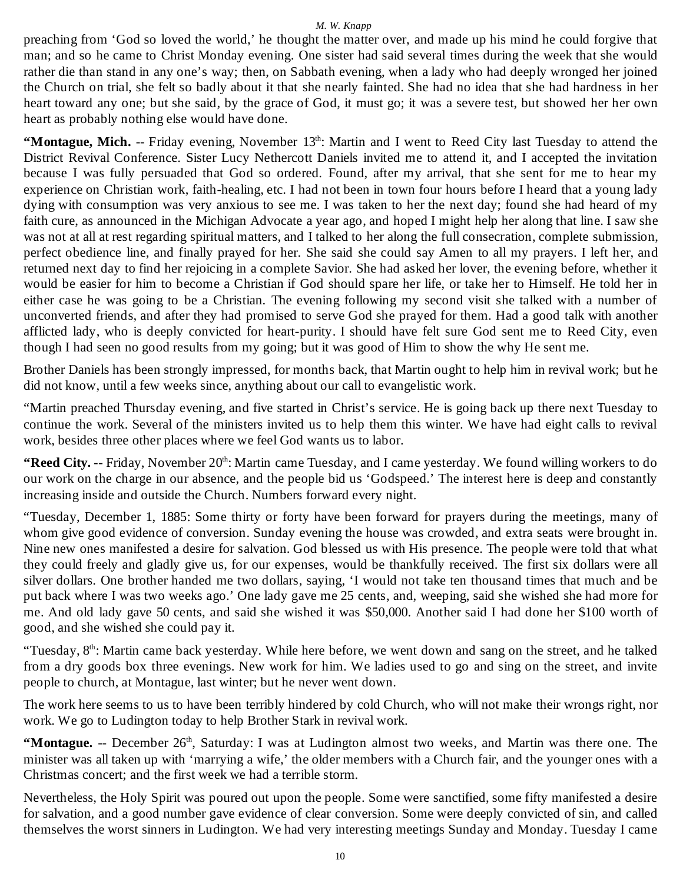preaching from 'God so loved the world,' he thought the matter over, and made up his mind he could forgive that man; and so he came to Christ Monday evening. One sister had said several times during the week that she would rather die than stand in any one's way; then, on Sabbath evening, when a lady who had deeply wronged her joined the Church on trial, she felt so badly about it that she nearly fainted. She had no idea that she had hardness in her heart toward any one; but she said, by the grace of God, it must go; it was a severe test, but showed her her own heart as probably nothing else would have done.

**"Montague, Mich.** -- Friday evening, November 13th: Martin and I went to Reed City last Tuesday to attend the District Revival Conference. Sister Lucy Nethercott Daniels invited me to attend it, and I accepted the invitation because I was fully persuaded that God so ordered. Found, after my arrival, that she sent for me to hear my experience on Christian work, faith-healing, etc. I had not been in town four hours before I heard that a young lady dying with consumption was very anxious to see me. I was taken to her the next day; found she had heard of my faith cure, as announced in the Michigan Advocate a year ago, and hoped I might help her along that line. I saw she was not at all at rest regarding spiritual matters, and I talked to her along the full consecration, complete submission, perfect obedience line, and finally prayed for her. She said she could say Amen to all my prayers. I left her, and returned next day to find her rejoicing in a complete Savior. She had asked her lover, the evening before, whether it would be easier for him to become a Christian if God should spare her life, or take her to Himself. He told her in either case he was going to be a Christian. The evening following my second visit she talked with a number of unconverted friends, and after they had promised to serve God she prayed for them. Had a good talk with another afflicted lady, who is deeply convicted for heart-purity. I should have felt sure God sent me to Reed City, even though I had seen no good results from my going; but it was good of Him to show the why He sent me.

Brother Daniels has been strongly impressed, for months back, that Martin ought to help him in revival work; but he did not know, until a few weeks since, anything about our call to evangelistic work.

"Martin preached Thursday evening, and five started in Christ's service. He is going back up there next Tuesday to continue the work. Several of the ministers invited us to help them this winter. We have had eight calls to revival work, besides three other places where we feel God wants us to labor.

**"Reed City.** -- Friday, November 20th: Martin came Tuesday, and I came yesterday. We found willing workers to do our work on the charge in our absence, and the people bid us 'Godspeed.' The interest here is deep and constantly increasing inside and outside the Church. Numbers forward every night.

"Tuesday, December 1, 1885: Some thirty or forty have been forward for prayers during the meetings, many of whom give good evidence of conversion. Sunday evening the house was crowded, and extra seats were brought in. Nine new ones manifested a desire for salvation. God blessed us with His presence. The people were told that what they could freely and gladly give us, for our expenses, would be thankfully received. The first six dollars were all silver dollars. One brother handed me two dollars, saying, 'I would not take ten thousand times that much and be put back where I was two weeks ago.' One lady gave me 25 cents, and, weeping, said she wished she had more for me. And old lady gave 50 cents, and said she wished it was $50,000. Another said I had done her $100 worth of good, and she wished she could pay it.

"Tuesday, 8th: Martin came back yesterday. While here before, we went down and sang on the street, and he talked from a dry goods box three evenings. New work for him. We ladies used to go and sing on the street, and invite people to church, at Montague, last winter; but he never went down.

The work here seems to us to have been terribly hindered by cold Church, who will not make their wrongs right, nor work. We go to Ludington today to help Brother Stark in revival work.

**"Montague.** -- December 26th, Saturday: I was at Ludington almost two weeks, and Martin was there one. The minister was all taken up with 'marrying a wife,' the older members with a Church fair, and the younger ones with a Christmas concert; and the first week we had a terrible storm.

Nevertheless, the Holy Spirit was poured out upon the people. Some were sanctified, some fifty manifested a desire for salvation, and a good number gave evidence of clear conversion. Some were deeply convicted of sin, and called themselves the worst sinners in Ludington. We had very interesting meetings Sunday and Monday. Tuesday I came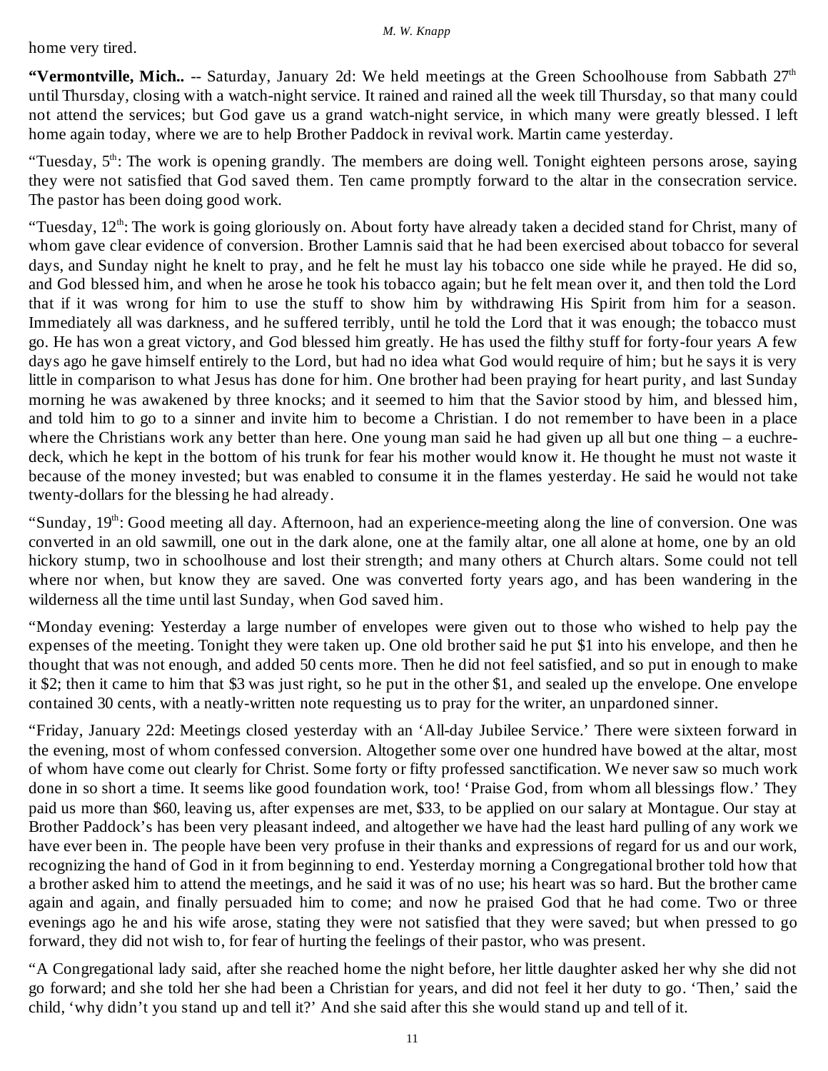home very tired.

**"Vermontville, Mich..** -- Saturday, January 2d: We held meetings at the Green Schoolhouse from Sabbath 27th until Thursday, closing with a watch-night service. It rained and rained all the week till Thursday, so that many could not attend the services; but God gave us a grand watch-night service, in which many were greatly blessed. I left home again today, where we are to help Brother Paddock in revival work. Martin came yesterday.

"Tuesday, 5th: The work is opening grandly. The members are doing well. Tonight eighteen persons arose, saying they were not satisfied that God saved them. Ten came promptly forward to the altar in the consecration service. The pastor has been doing good work.

"Tuesday, 12th: The work is going gloriously on. About forty have already taken a decided stand for Christ, many of whom gave clear evidence of conversion. Brother Lamnis said that he had been exercised about tobacco for several days, and Sunday night he knelt to pray, and he felt he must lay his tobacco one side while he prayed. He did so, and God blessed him, and when he arose he took his tobacco again; but he felt mean over it, and then told the Lord that if it was wrong for him to use the stuff to show him by withdrawing His Spirit from him for a season. Immediately all was darkness, and he suffered terribly, until he told the Lord that it was enough; the tobacco must go. He has won a great victory, and God blessed him greatly. He has used the filthy stuff for forty-four years A few days ago he gave himself entirely to the Lord, but had no idea what God would require of him; but he says it is very little in comparison to what Jesus has done for him. One brother had been praying for heart purity, and last Sunday morning he was awakened by three knocks; and it seemed to him that the Savior stood by him, and blessed him, and told him to go to a sinner and invite him to become a Christian. I do not remember to have been in a place where the Christians work any better than here. One young man said he had given up all but one thing – a euchre-deck, which he kept in the bottom of his trunk for fear his mother would know it. He thought he must not waste it because of the money invested; but was enabled to consume it in the flames yesterday. He said he would not take twenty-dollars for the blessing he had already.

"Sunday, 19th: Good meeting all day. Afternoon, had an experience-meeting along the line of conversion. One was converted in an old sawmill, one out in the dark alone, one at the family altar, one all alone at home, one by an old hickory stump, two in schoolhouse and lost their strength; and many others at Church altars. Some could not tell where nor when, but know they are saved. One was converted forty years ago, and has been wandering in the wilderness all the time until last Sunday, when God saved him.

"Monday evening: Yesterday a large number of envelopes were given out to those who wished to help pay the expenses of the meeting. Tonight they were taken up. One old brother said he put $1 into his envelope, and then he thought that was not enough, and added 50 cents more. Then he did not feel satisfied, and so put in enough to make it $2; then it came to him that $3 was just right, so he put in the other $1, and sealed up the envelope. One envelope contained 30 cents, with a neatly-written note requesting us to pray for the writer, an unpardoned sinner.

"Friday, January 22d: Meetings closed yesterday with an 'All-day Jubilee Service.' There were sixteen forward in the evening, most of whom confessed conversion. Altogether some over one hundred have bowed at the altar, most of whom have come out clearly for Christ. Some forty or fifty professed sanctification. We never saw so much work done in so short a time. It seems like good foundation work, too! 'Praise God, from whom all blessings flow.' They paid us more than $60, leaving us, after expenses are met, $33, to be applied on our salary at Montague. Our stay at Brother Paddock's has been very pleasant indeed, and altogether we have had the least hard pulling of any work we have ever been in. The people have been very profuse in their thanks and expressions of regard for us and our work, recognizing the hand of God in it from beginning to end. Yesterday morning a Congregational brother told how that a brother asked him to attend the meetings, and he said it was of no use; his heart was so hard. But the brother came again and again, and finally persuaded him to come; and now he praised God that he had come. Two or three evenings ago he and his wife arose, stating they were not satisfied that they were saved; but when pressed to go forward, they did not wish to, for fear of hurting the feelings of their pastor, who was present.

"A Congregational lady said, after she reached home the night before, her little daughter asked her why she did not go forward; and she told her she had been a Christian for years, and did not feel it her duty to go. 'Then,' said the child, 'why didn't you stand up and tell it?' And she said after this she would stand up and tell of it.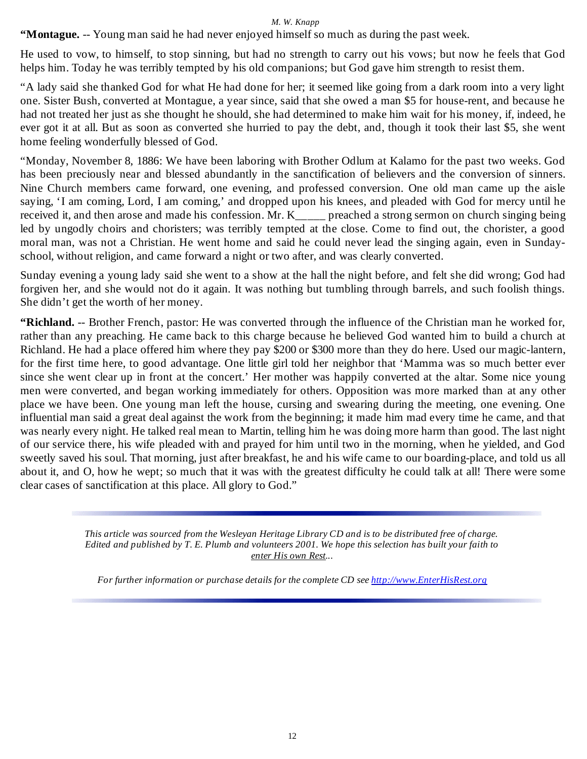**"Montague.** -- Young man said he had never enjoyed himself so much as during the past week.

He used to vow, to himself, to stop sinning, but had no strength to carry out his vows; but now he feels that God helps him. Today he was terribly tempted by his old companions; but God gave him strength to resist them.

"A lady said she thanked God for what He had done for her; it seemed like going from a dark room into a very light one. Sister Bush, converted at Montague, a year since, said that she owed a man $5 for house-rent, and because he had not treated her just as she thought he should, she had determined to make him wait for his money, if, indeed, he ever got it at all. But as soon as converted she hurried to pay the debt, and, though it took their last $5, she went home feeling wonderfully blessed of God.

"Monday, November 8, 1886: We have been laboring with Brother Odlum at Kalamo for the past two weeks. God has been preciously near and blessed abundantly in the sanctification of believers and the conversion of sinners. Nine Church members came forward, one evening, and professed conversion. One old man came up the aisle saying, 'I am coming, Lord, I am coming,' and dropped upon his knees, and pleaded with God for mercy until he received it, and then arose and made his confession. Mr. K_____ preached a strong sermon on church singing being led by ungodly choirs and choristers; was terribly tempted at the close. Come to find out, the chorister, a good moral man, was not a Christian. He went home and said he could never lead the singing again, even in Sunday-school, without religion, and came forward a night or two after, and was clearly converted.

Sunday evening a young lady said she went to a show at the hall the night before, and felt she did wrong; God had forgiven her, and she would not do it again. It was nothing but tumbling through barrels, and such foolish things. She didn't get the worth of her money.

**"Richland.** -- Brother French, pastor: He was converted through the influence of the Christian man he worked for, rather than any preaching. He came back to this charge because he believed God wanted him to build a church at Richland. He had a place offered him where they pay $200 or $300 more than they do here. Used our magic-lantern, for the first time here, to good advantage. One little girl told her neighbor that 'Mamma was so much better ever since she went clear up in front at the concert.' Her mother was happily converted at the altar. Some nice young men were converted, and began working immediately for others. Opposition was more marked than at any other place we have been. One young man left the house, cursing and swearing during the meeting, one evening. One influential man said a great deal against the work from the beginning; it made him mad every time he came, and that was nearly every night. He talked real mean to Martin, telling him he was doing more harm than good. The last night of our service there, his wife pleaded with and prayed for him until two in the morning, when he yielded, and God sweetly saved his soul. That morning, just after breakfast, he and his wife came to our boarding-place, and told us all about it, and O, how he wept; so much that it was with the greatest difficulty he could talk at all! There were some clear cases of sanctification at this place. All glory to God."

---

*This article was sourced from the Wesleyan Heritage Library CD and is to be distributed free of charge. Edited and published by T. E. Plumb and volunteers 2001. We hope this selection has built your faith to enter His own Rest...*

*For further information or purchase details for the complete CD see http://www.EnterHisRest.org*

---